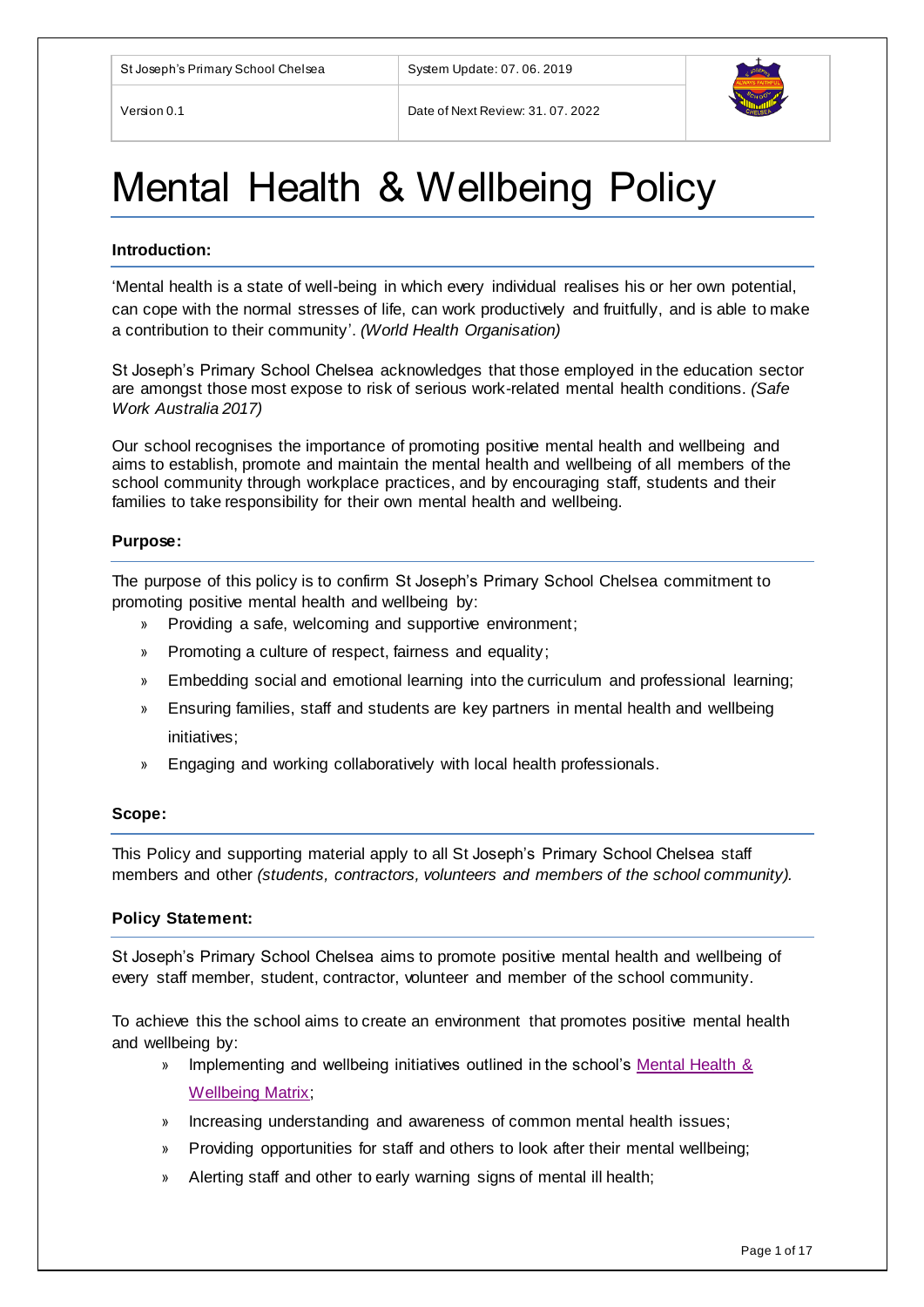| St Joseph's Primary School Chelsea | System Update: 07. 06. 2019 | |
|---|---|---|
| Version 0.1 | Date of Next Review: 31. 07. 2022 | |

# Mental Health & Wellbeing Policy

**Introduction:**

'Mental health is a state of well-being in which every individual realises his or her own potential, can cope with the normal stresses of life, can work productively and fruitfully, and is able to make a contribution to their community'. *(World Health Organisation)*

St Joseph's Primary School Chelsea acknowledges that those employed in the education sector are amongst those most expose to risk of serious work-related mental health conditions. *(Safe Work Australia 2017)*

Our school recognises the importance of promoting positive mental health and wellbeing and aims to establish, promote and maintain the mental health and wellbeing of all members of the school community through workplace practices, and by encouraging staff, students and their families to take responsibility for their own mental health and wellbeing.

**Purpose:**

The purpose of this policy is to confirm St Joseph's Primary School Chelsea commitment to promoting positive mental health and wellbeing by:

- Providing a safe, welcoming and supportive environment;
- Promoting a culture of respect, fairness and equality;
- Embedding social and emotional learning into the curriculum and professional learning;
- Ensuring families, staff and students are key partners in mental health and wellbeing initiatives;
- Engaging and working collaboratively with local health professionals.

**Scope:**

This Policy and supporting material apply to all St Joseph's Primary School Chelsea staff members and other *(students, contractors, volunteers and members of the school community).*

**Policy Statement:**

St Joseph's Primary School Chelsea aims to promote positive mental health and wellbeing of every staff member, student, contractor, volunteer and member of the school community.

To achieve this the school aims to create an environment that promotes positive mental health and wellbeing by:

- Implementing and wellbeing initiatives outlined in the school's [Mental Health & Wellbeing Matrix];
- Increasing understanding and awareness of common mental health issues;
- Providing opportunities for staff and others to look after their mental wellbeing;
- Alerting staff and other to early warning signs of mental ill health;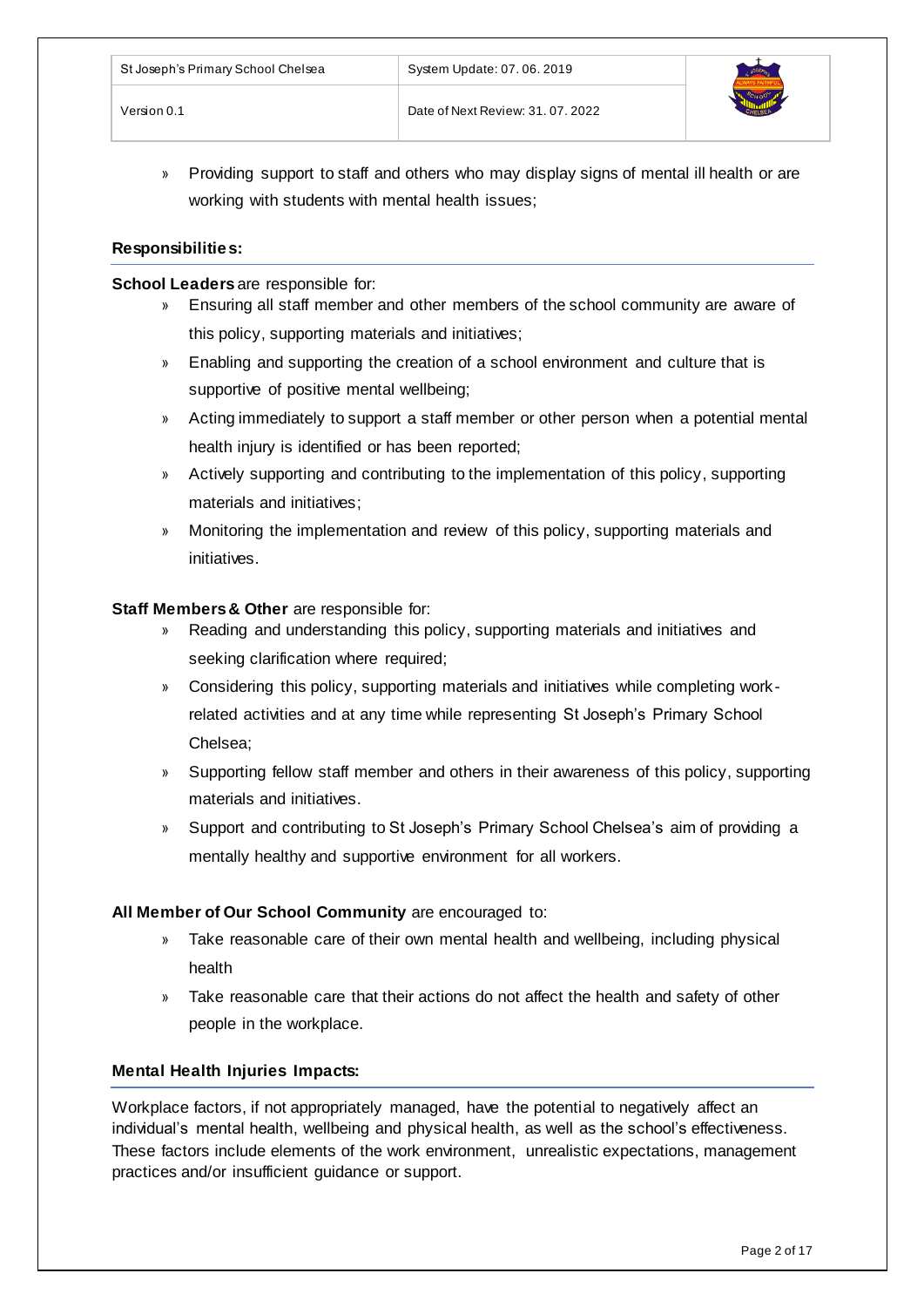- Providing support to staff and others who may display signs of mental ill health or are working with students with mental health issues;

### Responsibilities:

**School Leaders** are responsible for:

- Ensuring all staff member and other members of the school community are aware of this policy, supporting materials and initiatives;
- Enabling and supporting the creation of a school environment and culture that is supportive of positive mental wellbeing;
- Acting immediately to support a staff member or other person when a potential mental health injury is identified or has been reported;
- Actively supporting and contributing to the implementation of this policy, supporting materials and initiatives;
- Monitoring the implementation and review of this policy, supporting materials and initiatives.

**Staff Members & Other** are responsible for:

- Reading and understanding this policy, supporting materials and initiatives and seeking clarification where required;
- Considering this policy, supporting materials and initiatives while completing work-related activities and at any time while representing St Joseph's Primary School Chelsea;
- Supporting fellow staff member and others in their awareness of this policy, supporting materials and initiatives.
- Support and contributing to St Joseph's Primary School Chelsea's aim of providing a mentally healthy and supportive environment for all workers.

**All Member of Our School Community** are encouraged to:

- Take reasonable care of their own mental health and wellbeing, including physical health
- Take reasonable care that their actions do not affect the health and safety of other people in the workplace.

### Mental Health Injuries Impacts:

Workplace factors, if not appropriately managed, have the potential to negatively affect an individual's mental health, wellbeing and physical health, as well as the school's effectiveness. These factors include elements of the work environment, unrealistic expectations, management practices and/or insufficient guidance or support.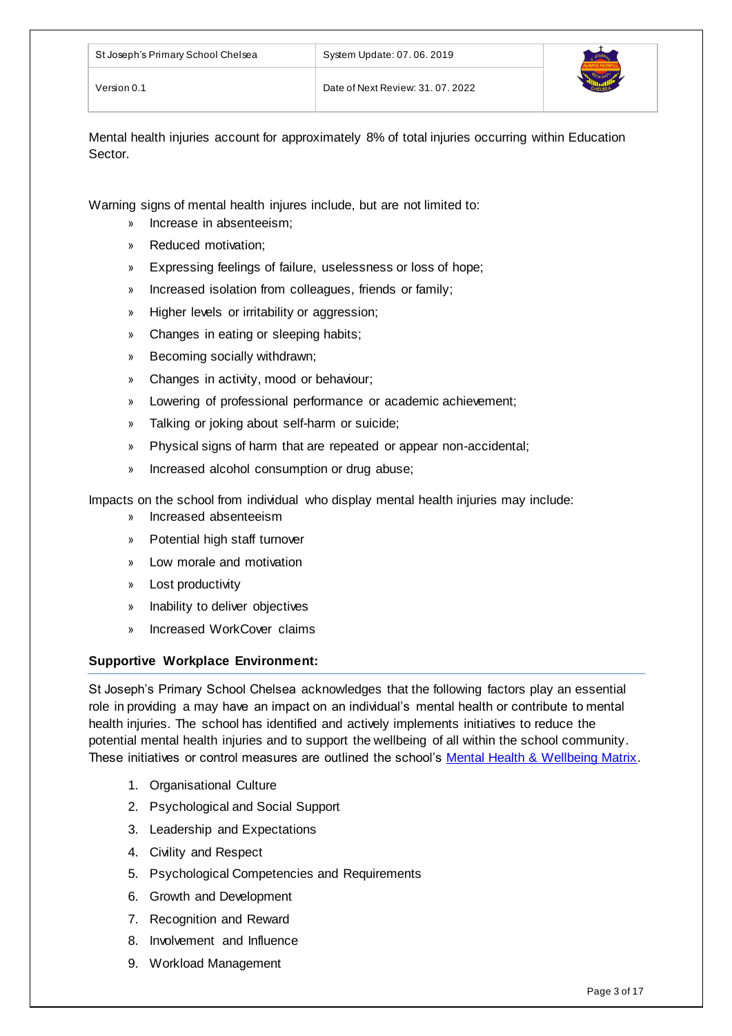Mental health injuries account for approximately 8% of total injuries occurring within Education Sector.

Warning signs of mental health injures include, but are not limited to:

- Increase in absenteeism;
- Reduced motivation;
- Expressing feelings of failure, uselessness or loss of hope;
- Increased isolation from colleagues, friends or family;
- Higher levels or irritability or aggression;
- Changes in eating or sleeping habits;
- Becoming socially withdrawn;
- Changes in activity, mood or behaviour;
- Lowering of professional performance or academic achievement;
- Talking or joking about self-harm or suicide;
- Physical signs of harm that are repeated or appear non-accidental;
- Increased alcohol consumption or drug abuse;

Impacts on the school from individual who display mental health injuries may include:

- Increased absenteeism
- Potential high staff turnover
- Low morale and motivation
- Lost productivity
- Inability to deliver objectives
- Increased WorkCover claims

**Supportive Workplace Environment:**

St Joseph's Primary School Chelsea acknowledges that the following factors play an essential role in providing a may have an impact on an individual's mental health or contribute to mental health injuries. The school has identified and actively implements initiatives to reduce the potential mental health injuries and to support the wellbeing of all within the school community. These initiatives or control measures are outlined the school's Mental Health & Wellbeing Matrix.

1. Organisational Culture
2. Psychological and Social Support
3. Leadership and Expectations
4. Civility and Respect
5. Psychological Competencies and Requirements
6. Growth and Development
7. Recognition and Reward
8. Involvement and Influence
9. Workload Management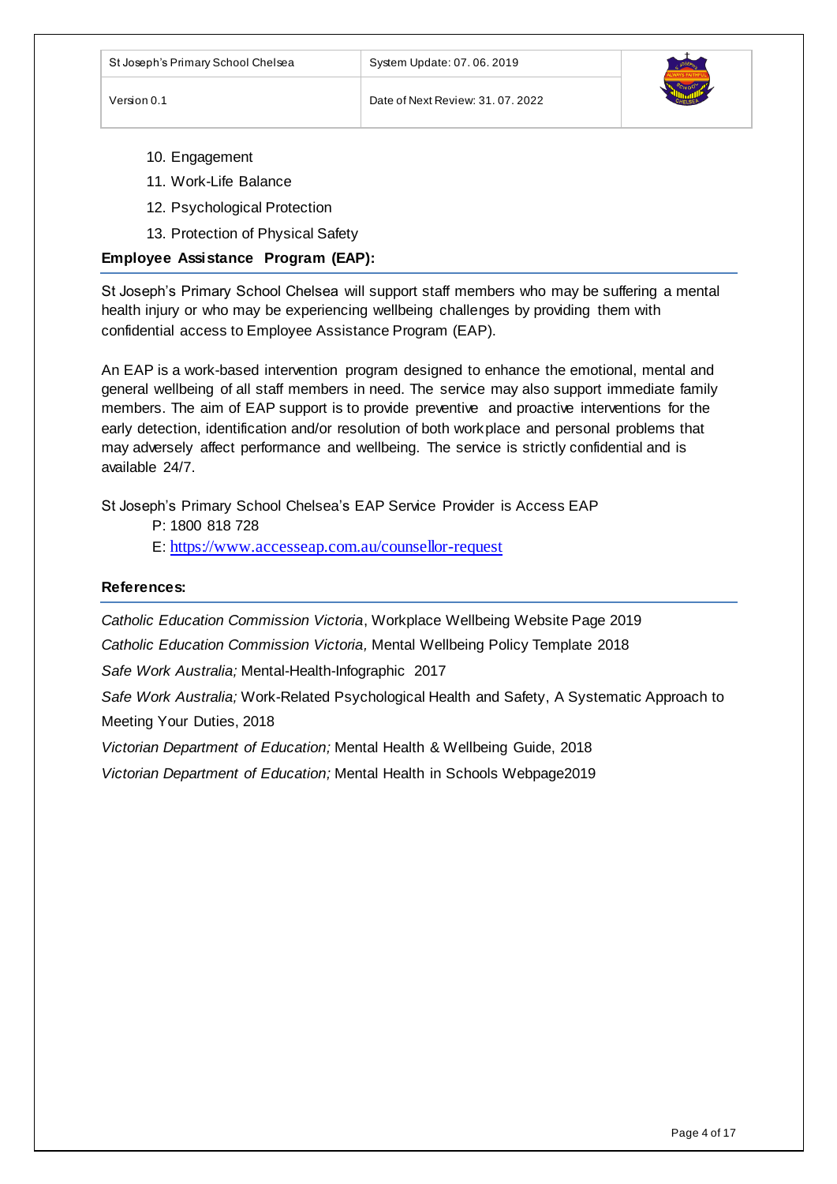10. Engagement
11. Work-Life Balance
12. Psychological Protection
13. Protection of Physical Safety

**Employee Assistance Program (EAP):**

St Joseph's Primary School Chelsea will support staff members who may be suffering a mental health injury or who may be experiencing wellbeing challenges by providing them with confidential access to Employee Assistance Program (EAP).

An EAP is a work-based intervention program designed to enhance the emotional, mental and general wellbeing of all staff members in need. The service may also support immediate family members. The aim of EAP support is to provide preventive and proactive interventions for the early detection, identification and/or resolution of both workplace and personal problems that may adversely affect performance and wellbeing. The service is strictly confidential and is available 24/7.

St Joseph's Primary School Chelsea's EAP Service Provider is Access EAP

P: 1800 818 728

E: https://www.accesseap.com.au/counsellor-request

**References:**

*Catholic Education Commission Victoria*, Workplace Wellbeing Website Page 2019

*Catholic Education Commission Victoria,* Mental Wellbeing Policy Template 2018

*Safe Work Australia;* Mental-Health-Infographic 2017

*Safe Work Australia;* Work-Related Psychological Health and Safety, A Systematic Approach to Meeting Your Duties, 2018

*Victorian Department of Education;* Mental Health & Wellbeing Guide, 2018

*Victorian Department of Education;* Mental Health in Schools Webpage2019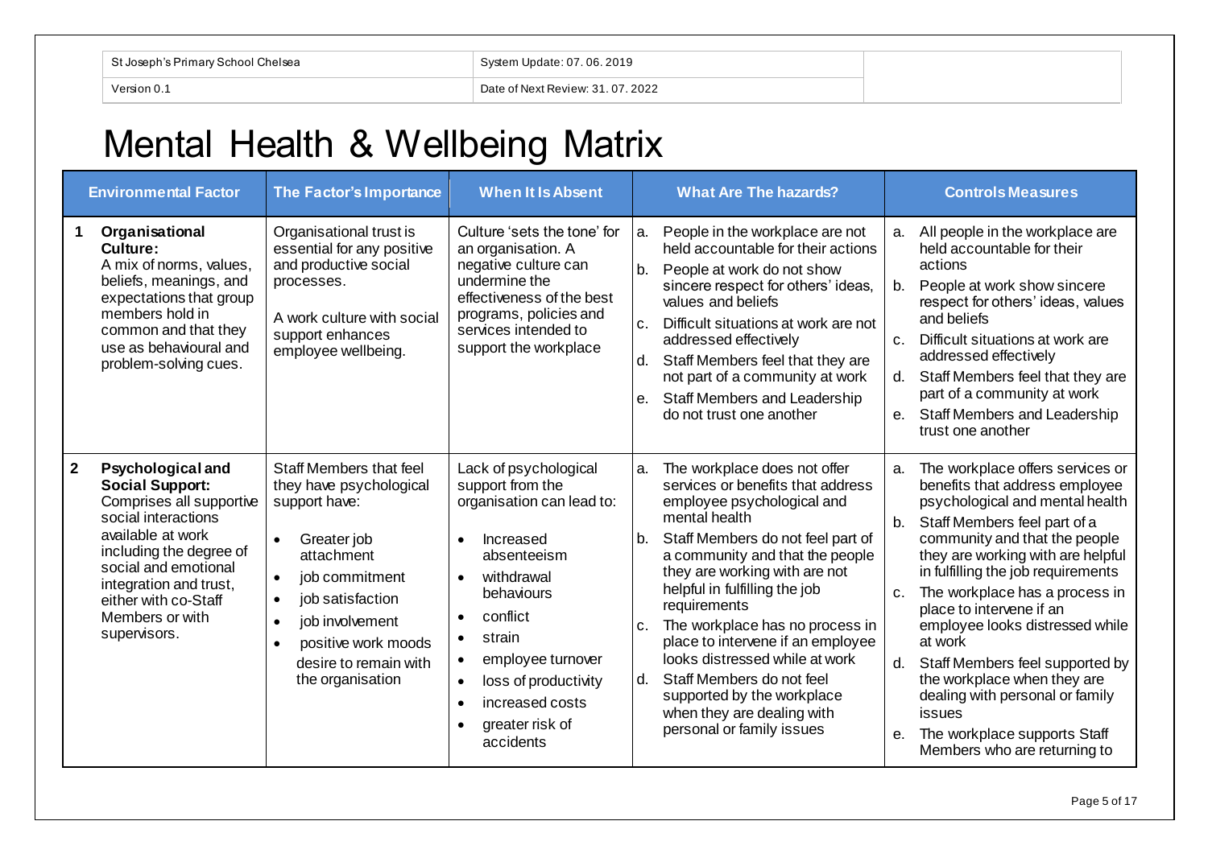| St Joseph's Primary School Chelsea | System Update: 07. 06. 2019 | |
| --- | --- | --- |
| Version 0.1 | Date of Next Review: 31. 07. 2022 | |

# Mental Health & Wellbeing Matrix

| | Environmental Factor | The Factor's Importance | When It Is Absent | What Are The hazards? | Controls Measures |
| --- | --- | --- | --- | --- | --- |
| 1 | **Organisational Culture:** A mix of norms, values, beliefs, meanings, and expectations that group members hold in common and that they use as behavioural and problem-solving cues. | Organisational trust is essential for any positive and productive social processes.<br><br>A work culture with social support enhances employee wellbeing. | Culture 'sets the tone' for an organisation. A negative culture can undermine the effectiveness of the best programs, policies and services intended to support the workplace | a. People in the workplace are not held accountable for their actions<br>b. People at work do not show sincere respect for others' ideas, values and beliefs<br>c. Difficult situations at work are not addressed effectively<br>d. Staff Members feel that they are not part of a community at work<br>e. Staff Members and Leadership do not trust one another | a. All people in the workplace are held accountable for their actions<br>b. People at work show sincere respect for others' ideas, values and beliefs<br>c. Difficult situations at work are addressed effectively<br>d. Staff Members feel that they are part of a community at work<br>e. Staff Members and Leadership trust one another |
| 2 | **Psychological and Social Support:** Comprises all supportive social interactions available at work including the degree of social and emotional integration and trust, either with co-Staff Members or with supervisors. | Staff Members that feel they have psychological support have:<br>• Greater job attachment<br>• job commitment<br>• job satisfaction<br>• job involvement<br>• positive work moods desire to remain with the organisation | Lack of psychological support from the organisation can lead to:<br>• Increased absenteeism<br>• withdrawal behaviours<br>• conflict<br>• strain<br>• employee turnover<br>• loss of productivity<br>• increased costs<br>• greater risk of accidents | a. The workplace does not offer services or benefits that address employee psychological and mental health<br>b. Staff Members do not feel part of a community and that the people they are working with are not helpful in fulfilling the job requirements<br>c. The workplace has no process in place to intervene if an employee looks distressed while at work<br>d. Staff Members do not feel supported by the workplace when they are dealing with personal or family issues | a. The workplace offers services or benefits that address employee psychological and mental health<br>b. Staff Members feel part of a community and that the people they are working with are helpful in fulfilling the job requirements<br>c. The workplace has a process in place to intervene if an employee looks distressed while at work<br>d. Staff Members feel supported by the workplace when they are dealing with personal or family issues<br>e. The workplace supports Staff Members who are returning to |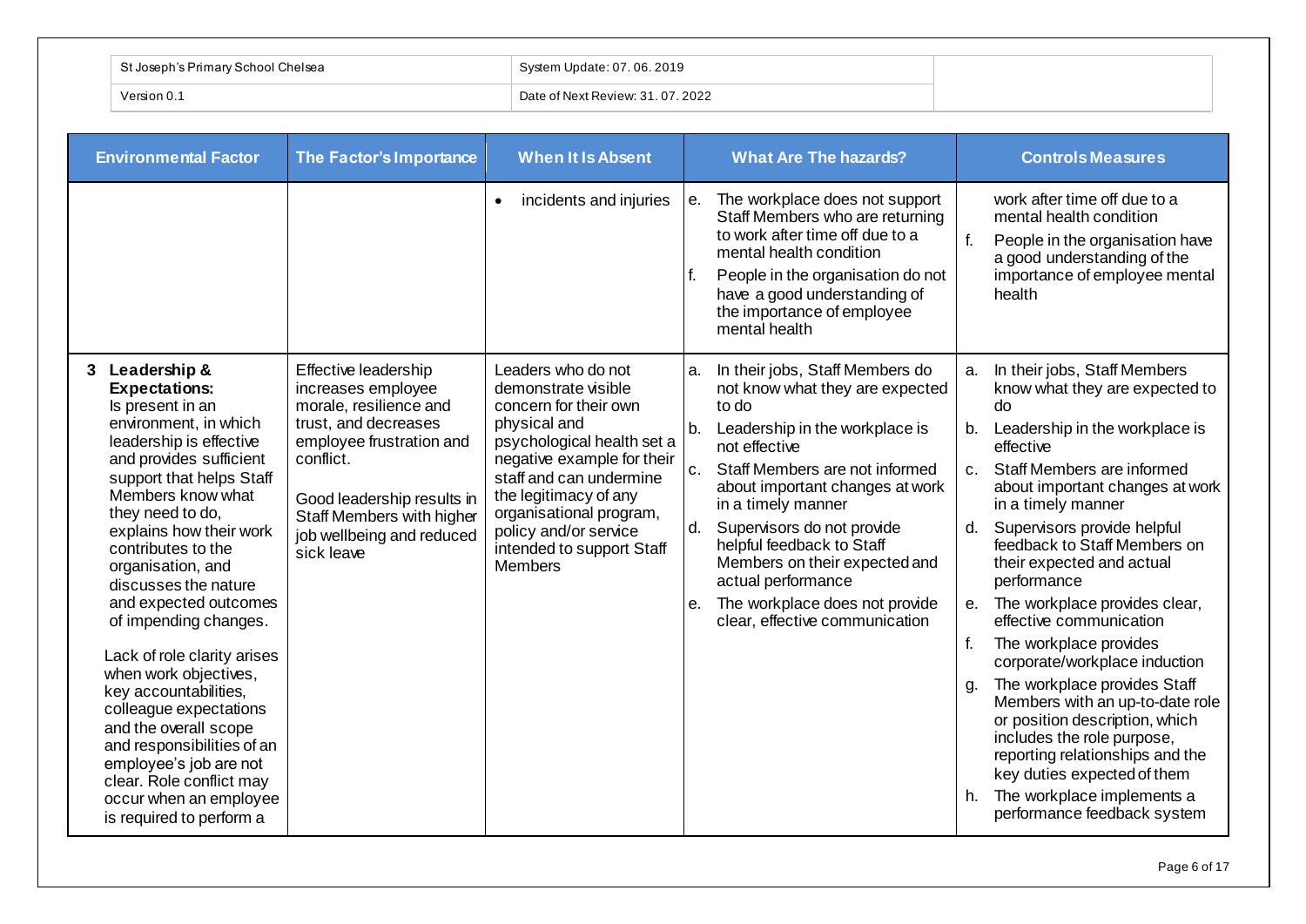| St Joseph's Primary School Chelsea | System Update: 07. 06. 2019 | |
|---|---|---|
| Version 0.1 | Date of Next Review: 31. 07. 2022 | |

| Environmental Factor | The Factor's Importance | When It Is Absent | What Are The hazards? | Controls Measures |
|---|---|---|---|---|
| | | • incidents and injuries | e. The workplace does not support Staff Members who are returning to work after time off due to a mental health condition<br>f. People in the organisation do not have a good understanding of the importance of employee mental health | work after time off due to a mental health condition<br>f. People in the organisation have a good understanding of the importance of employee mental health |
| **3 Leadership & Expectations:**<br>Is present in an environment, in which leadership is effective and provides sufficient support that helps Staff Members know what they need to do, explains how their work contributes to the organisation, and discusses the nature and expected outcomes of impending changes.<br><br>Lack of role clarity arises when work objectives, key accountabilities, colleague expectations and the overall scope and responsibilities of an employee's job are not clear. Role conflict may occur when an employee is required to perform a | Effective leadership increases employee morale, resilience and trust, and decreases employee frustration and conflict.<br><br>Good leadership results in Staff Members with higher job wellbeing and reduced sick leave | Leaders who do not demonstrate visible concern for their own physical and psychological health set a negative example for their staff and can undermine the legitimacy of any organisational program, policy and/or service intended to support Staff Members | a. In their jobs, Staff Members do not know what they are expected to do<br>b. Leadership in the workplace is not effective<br>c. Staff Members are not informed about important changes at work in a timely manner<br>d. Supervisors do not provide helpful feedback to Staff Members on their expected and actual performance<br>e. The workplace does not provide clear, effective communication | a. In their jobs, Staff Members know what they are expected to do<br>b. Leadership in the workplace is effective<br>c. Staff Members are informed about important changes at work in a timely manner<br>d. Supervisors provide helpful feedback to Staff Members on their expected and actual performance<br>e. The workplace provides clear, effective communication<br>f. The workplace provides corporate/workplace induction<br>g. The workplace provides Staff Members with an up-to-date role or position description, which includes the role purpose, reporting relationships and the key duties expected of them<br>h. The workplace implements a performance feedback system |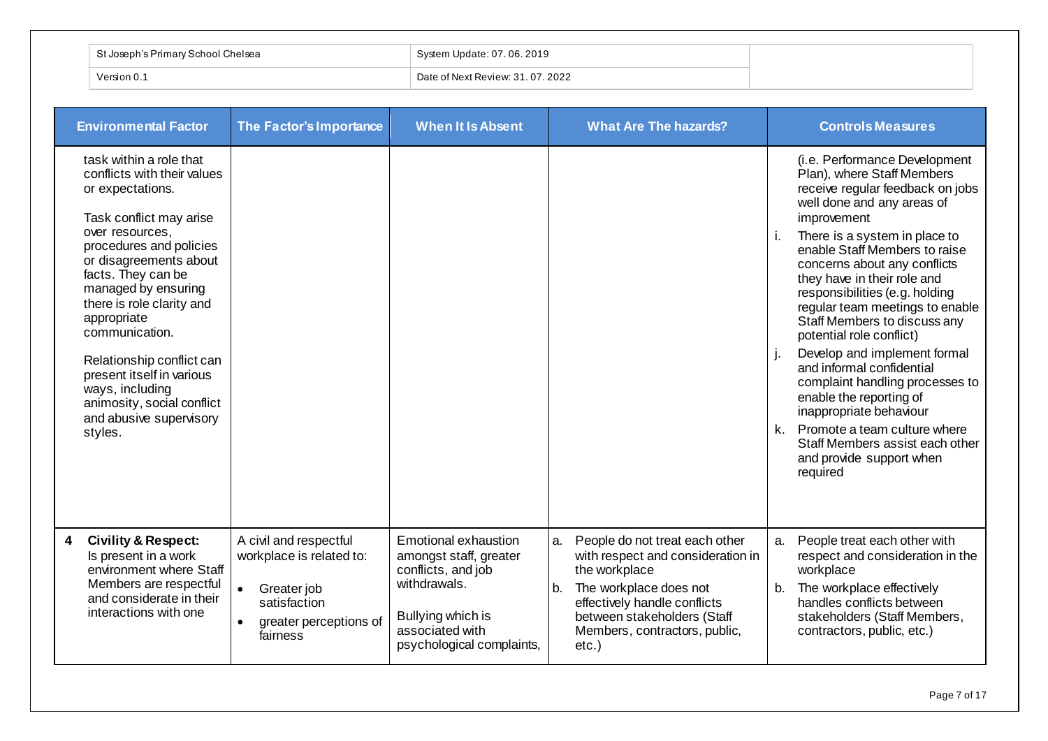| St Joseph's Primary School Chelsea | System Update: 07. 06. 2019 | |
|---|---|---|
| Version 0.1 | Date of Next Review: 31. 07. 2022 | |

| Environmental Factor | The Factor's Importance | When It Is Absent | What Are The hazards? | Controls Measures |
|---|---|---|---|---|
| task within a role that conflicts with their values or expectations.<br><br>Task conflict may arise over resources, procedures and policies or disagreements about facts. They can be managed by ensuring there is role clarity and appropriate communication.<br><br>Relationship conflict can present itself in various ways, including animosity, social conflict and abusive supervisory styles. | | | | (i.e. Performance Development Plan), where Staff Members receive regular feedback on jobs well done and any areas of improvement<br>i. There is a system in place to enable Staff Members to raise concerns about any conflicts they have in their role and responsibilities (e.g. holding regular team meetings to enable Staff Members to discuss any potential role conflict)<br>j. Develop and implement formal and informal confidential complaint handling processes to enable the reporting of inappropriate behaviour<br>k. Promote a team culture where Staff Members assist each other and provide support when required |
| **4 Civility & Respect:** Is present in a work environment where Staff Members are respectful and considerate in their interactions with one | A civil and respectful workplace is related to:<br>• Greater job satisfaction<br>• greater perceptions of fairness | Emotional exhaustion amongst staff, greater conflicts, and job withdrawals.<br><br>Bullying which is associated with psychological complaints, | a. People do not treat each other with respect and consideration in the workplace<br>b. The workplace does not effectively handle conflicts between stakeholders (Staff Members, contractors, public, etc.) | a. People treat each other with respect and consideration in the workplace<br>b. The workplace effectively handles conflicts between stakeholders (Staff Members, contractors, public, etc.) |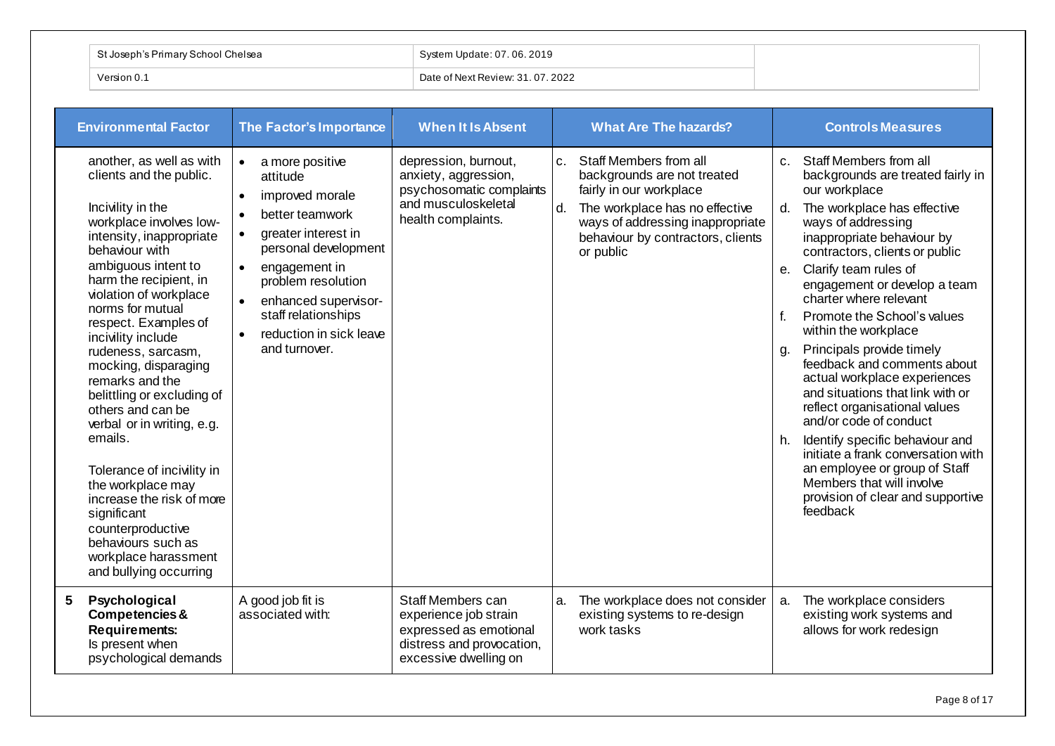| St Joseph's Primary School Chelsea | System Update: 07. 06. 2019 | |
|---|---|---|
| Version 0.1 | Date of Next Review: 31. 07. 2022 | |

| | Environmental Factor | The Factor's Importance | When It Is Absent | What Are The hazards? | Controls Measures |
|---|---|---|---|---|---|
| | another, as well as with clients and the public.<br><br>Incivility in the workplace involves low-intensity, inappropriate behaviour with ambiguous intent to harm the recipient, in violation of workplace norms for mutual respect. Examples of incivility include rudeness, sarcasm, mocking, disparaging remarks and the belittling or excluding of others and can be verbal or in writing, e.g. emails.<br><br>Tolerance of incivility in the workplace may increase the risk of more significant counterproductive behaviours such as workplace harassment and bullying occurring | • a more positive attitude<br>• improved morale<br>• better teamwork<br>• greater interest in personal development<br>• engagement in problem resolution<br>• enhanced supervisor-staff relationships<br>• reduction in sick leave and turnover. | depression, burnout, anxiety, aggression, psychosomatic complaints and musculoskeletal health complaints. | c. Staff Members from all backgrounds are not treated fairly in our workplace<br>d. The workplace has no effective ways of addressing inappropriate behaviour by contractors, clients or public | c. Staff Members from all backgrounds are treated fairly in our workplace<br>d. The workplace has effective ways of addressing inappropriate behaviour by contractors, clients or public<br>e. Clarify team rules of engagement or develop a team charter where relevant<br>f. Promote the School's values within the workplace<br>g. Principals provide timely feedback and comments about actual workplace experiences and situations that link with or reflect organisational values and/or code of conduct<br>h. Identify specific behaviour and initiate a frank conversation with an employee or group of Staff Members that will involve provision of clear and supportive feedback |
| 5 | **Psychological Competencies & Requirements:**<br>Is present when psychological demands | A good job fit is associated with: | Staff Members can experience job strain expressed as emotional distress and provocation, excessive dwelling on | a. The workplace does not consider existing systems to re-design work tasks | a. The workplace considers existing work systems and allows for work redesign |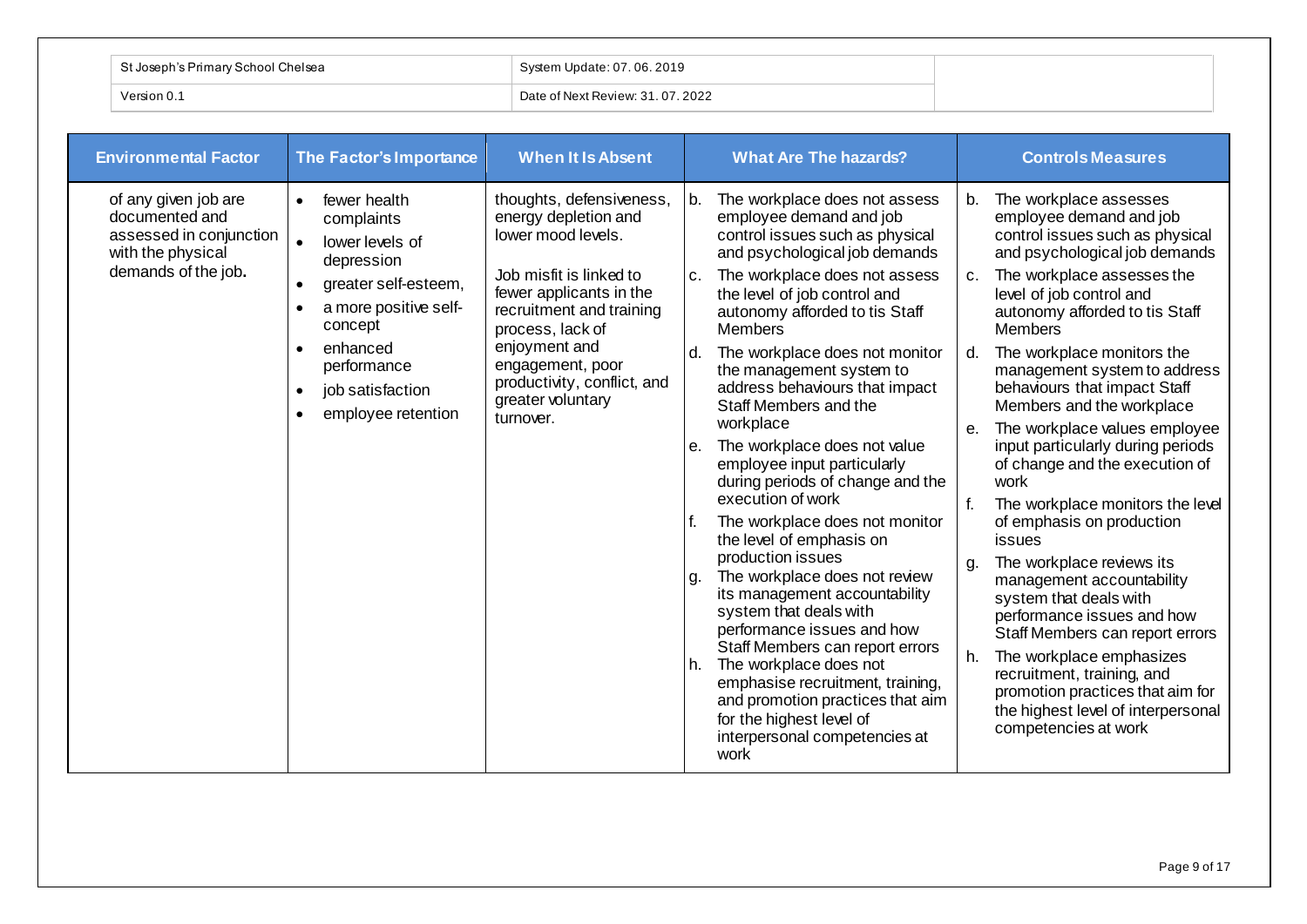| St Joseph's Primary School Chelsea | System Update: 07. 06. 2019 | |
|---|---|---|
| Version 0.1 | Date of Next Review: 31. 07. 2022 | |

| Environmental Factor | The Factor's Importance | When It Is Absent | What Are The hazards? | Controls Measures |
|---|---|---|---|---|
| of any given job are documented and assessed in conjunction with the physical demands of the job**.** | • fewer health complaints<br>• lower levels of depression<br>• greater self-esteem,<br>• a more positive self-concept<br>• enhanced performance<br>• job satisfaction<br>• employee retention | thoughts, defensiveness, energy depletion and lower mood levels.<br><br>Job misfit is linked to fewer applicants in the recruitment and training process, lack of enjoyment and engagement, poor productivity, conflict, and greater voluntary turnover. | b. The workplace does not assess employee demand and job control issues such as physical and psychological job demands<br>c. The workplace does not assess the level of job control and autonomy afforded to tis Staff Members<br>d. The workplace does not monitor the management system to address behaviours that impact Staff Members and the workplace<br>e. The workplace does not value employee input particularly during periods of change and the execution of work<br>f. The workplace does not monitor the level of emphasis on production issues<br>g. The workplace does not review its management accountability system that deals with performance issues and how Staff Members can report errors<br>h. The workplace does not emphasise recruitment, training, and promotion practices that aim for the highest level of interpersonal competencies at work | b. The workplace assesses employee demand and job control issues such as physical and psychological job demands<br>c. The workplace assesses the level of job control and autonomy afforded to tis Staff Members<br>d. The workplace monitors the management system to address behaviours that impact Staff Members and the workplace<br>e. The workplace values employee input particularly during periods of change and the execution of work<br>f. The workplace monitors the level of emphasis on production issues<br>g. The workplace reviews its management accountability system that deals with performance issues and how Staff Members can report errors<br>h. The workplace emphasizes recruitment, training, and promotion practices that aim for the highest level of interpersonal competencies at work |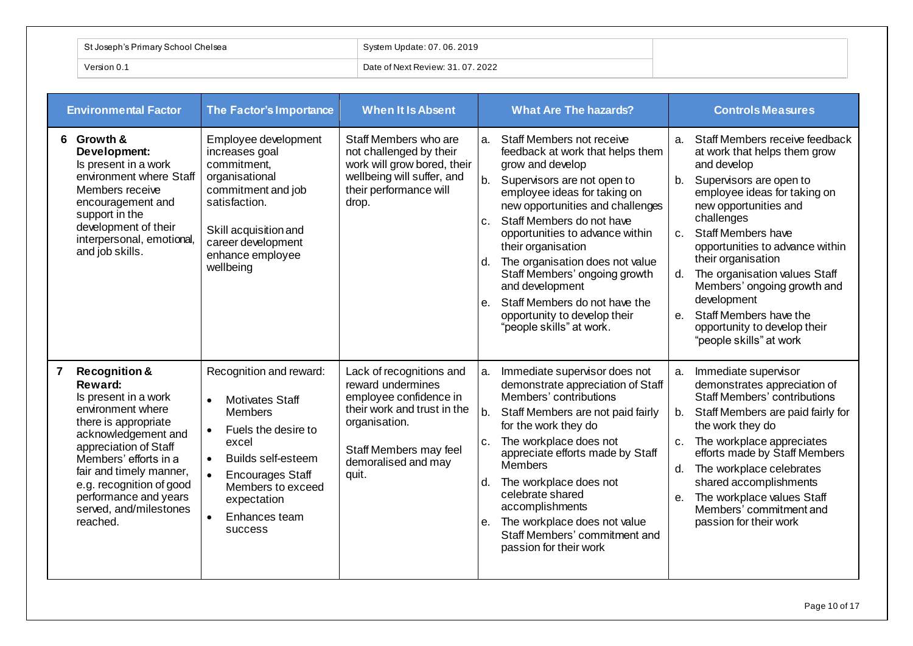| St Joseph's Primary School Chelsea | System Update: 07. 06. 2019 |
|---|---|
| Version 0.1 | Date of Next Review: 31. 07. 2022 |

| Environmental Factor | The Factor's Importance | When It Is Absent | What Are The hazards? | Controls Measures |
|---|---|---|---|---|
| **6 Growth & Development:** Is present in a work environment where Staff Members receive encouragement and support in the development of their interpersonal, emotional, and job skills. | Employee development increases goal commitment, organisational commitment and job satisfaction.<br><br>Skill acquisition and career development enhance employee wellbeing | Staff Members who are not challenged by their work will grow bored, their wellbeing will suffer, and their performance will drop. | a. Staff Members not receive feedback at work that helps them grow and develop<br>b. Supervisors are not open to employee ideas for taking on new opportunities and challenges<br>c. Staff Members do not have opportunities to advance within their organisation<br>d. The organisation does not value Staff Members' ongoing growth and development<br>e. Staff Members do not have the opportunity to develop their "people skills" at work. | a. Staff Members receive feedback at work that helps them grow and develop<br>b. Supervisors are open to employee ideas for taking on new opportunities and challenges<br>c. Staff Members have opportunities to advance within their organisation<br>d. The organisation values Staff Members' ongoing growth and development<br>e. Staff Members have the opportunity to develop their "people skills" at work |
| **7 Recognition & Reward:** Is present in a work environment where there is appropriate acknowledgement and appreciation of Staff Members' efforts in a fair and timely manner, e.g. recognition of good performance and years served, and/milestones reached. | Recognition and reward:<br>• Motivates Staff Members<br>• Fuels the desire to excel<br>• Builds self-esteem<br>• Encourages Staff Members to exceed expectation<br>• Enhances team success | Lack of recognitions and reward undermines employee confidence in their work and trust in the organisation.<br><br>Staff Members may feel demoralised and may quit. | a. Immediate supervisor does not demonstrate appreciation of Staff Members' contributions<br>b. Staff Members are not paid fairly for the work they do<br>c. The workplace does not appreciate efforts made by Staff Members<br>d. The workplace does not celebrate shared accomplishments<br>e. The workplace does not value Staff Members' commitment and passion for their work | a. Immediate supervisor demonstrates appreciation of Staff Members' contributions<br>b. Staff Members are paid fairly for the work they do<br>c. The workplace appreciates efforts made by Staff Members<br>d. The workplace celebrates shared accomplishments<br>e. The workplace values Staff Members' commitment and passion for their work |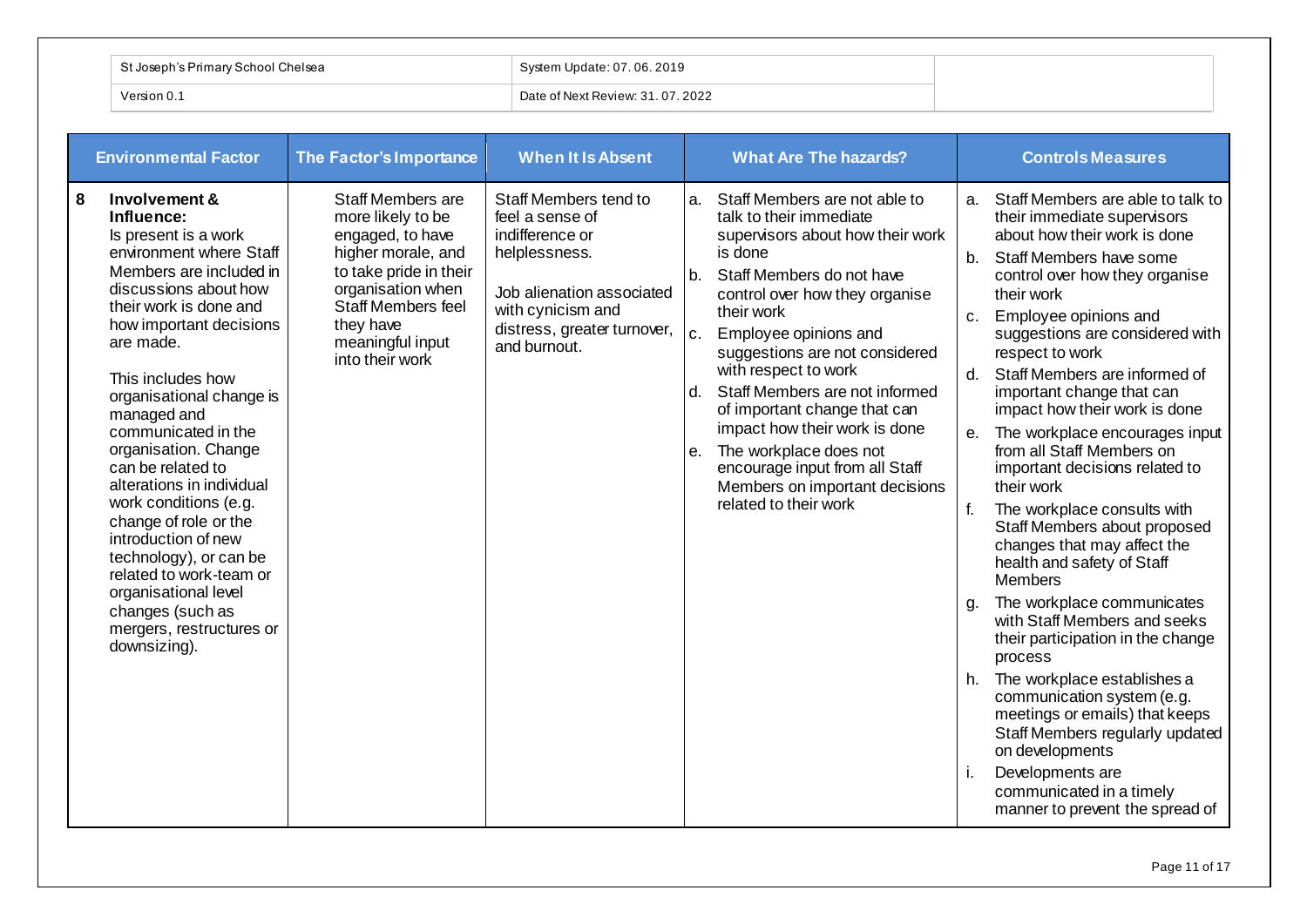| St Joseph's Primary School Chelsea | System Update: 07. 06. 2019 | |
|---|---|---|
| Version 0.1 | Date of Next Review: 31. 07. 2022 | |

| Environmental Factor | The Factor's Importance | When It Is Absent | What Are The hazards? | Controls Measures |
|---|---|---|---|---|
| **8 Involvement & Influence:** Is present is a work environment where Staff Members are included in discussions about how their work is done and how important decisions are made.<br><br>This includes how organisational change is managed and communicated in the organisation. Change can be related to alterations in individual work conditions (e.g. change of role or the introduction of new technology), or can be related to work-team or organisational level changes (such as mergers, restructures or downsizing). | Staff Members are more likely to be engaged, to have higher morale, and to take pride in their organisation when Staff Members feel they have meaningful input into their work | Staff Members tend to feel a sense of indifference or helplessness.<br><br>Job alienation associated with cynicism and distress, greater turnover, and burnout. | a. Staff Members are not able to talk to their immediate supervisors about how their work is done<br>b. Staff Members do not have control over how they organise their work<br>c. Employee opinions and suggestions are not considered with respect to work<br>d. Staff Members are not informed of important change that can impact how their work is done<br>e. The workplace does not encourage input from all Staff Members on important decisions related to their work | a. Staff Members are able to talk to their immediate supervisors about how their work is done<br>b. Staff Members have some control over how they organise their work<br>c. Employee opinions and suggestions are considered with respect to work<br>d. Staff Members are informed of important change that can impact how their work is done<br>e. The workplace encourages input from all Staff Members on important decisions related to their work<br>f. The workplace consults with Staff Members about proposed changes that may affect the health and safety of Staff Members<br>g. The workplace communicates with Staff Members and seeks their participation in the change process<br>h. The workplace establishes a communication system (e.g. meetings or emails) that keeps Staff Members regularly updated on developments<br>i. Developments are communicated in a timely manner to prevent the spread of |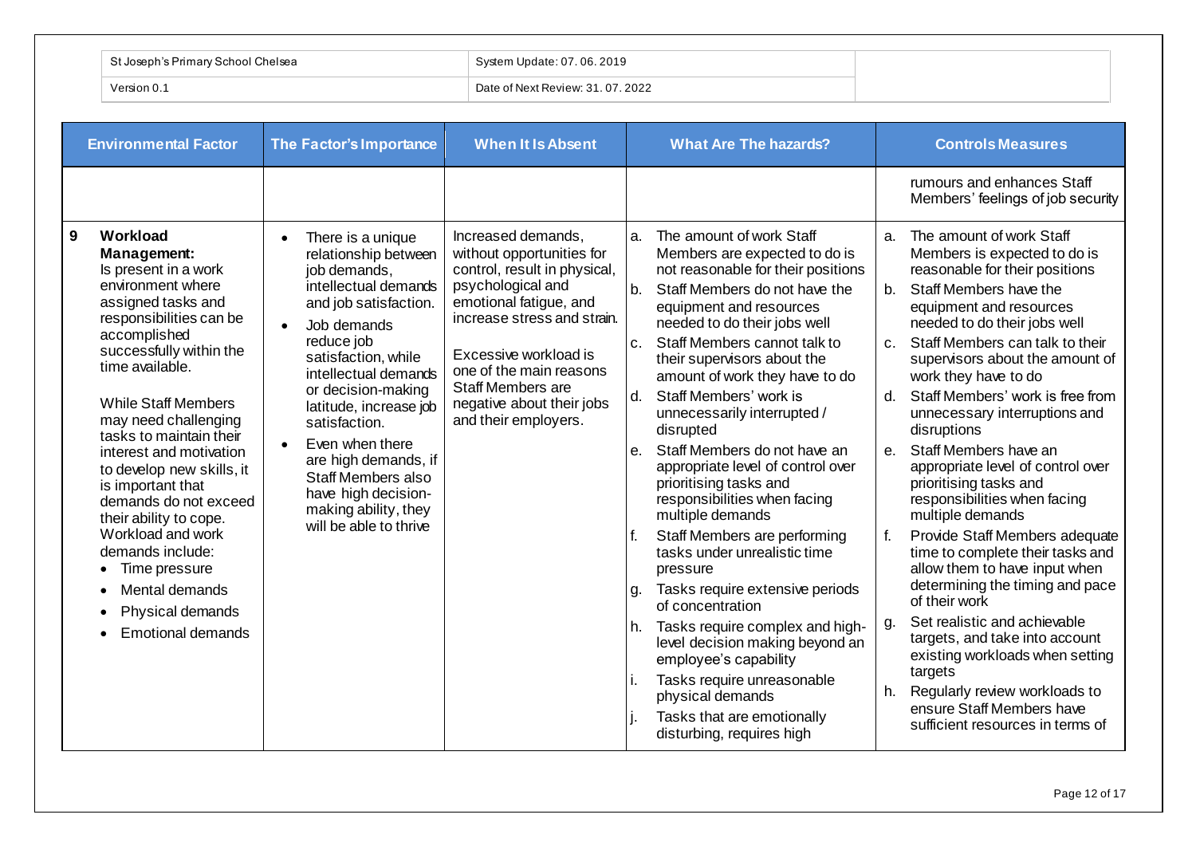| St Joseph's Primary School Chelsea | System Update: 07. 06. 2019 |
| --- | --- |
| Version 0.1 | Date of Next Review: 31. 07. 2022 |

| Environmental Factor | The Factor's Importance | When It Is Absent | What Are The hazards? | Controls Measures |
| --- | --- | --- | --- | --- |
| | | | | rumours and enhances Staff Members' feelings of job security |
| **9 Workload Management:** Is present in a work environment where assigned tasks and responsibilities can be accomplished successfully within the time available.<br><br>While Staff Members may need challenging tasks to maintain their interest and motivation to develop new skills, it is important that demands do not exceed their ability to cope. Workload and work demands include:<br>• Time pressure<br>• Mental demands<br>• Physical demands<br>• Emotional demands | • There is a unique relationship between job demands, intellectual demands and job satisfaction.<br>• Job demands reduce job satisfaction, while intellectual demands or decision-making latitude, increase job satisfaction.<br>• Even when there are high demands, if Staff Members also have high decision-making ability, they will be able to thrive | Increased demands, without opportunities for control, result in physical, psychological and emotional fatigue, and increase stress and strain.<br><br>Excessive workload is one of the main reasons Staff Members are negative about their jobs and their employers. | a. The amount of work Staff Members are expected to do is not reasonable for their positions<br>b. Staff Members do not have the equipment and resources needed to do their jobs well<br>c. Staff Members cannot talk to their supervisors about the amount of work they have to do<br>d. Staff Members' work is unnecessarily interrupted / disrupted<br>e. Staff Members do not have an appropriate level of control over prioritising tasks and responsibilities when facing multiple demands<br>f. Staff Members are performing tasks under unrealistic time pressure<br>g. Tasks require extensive periods of concentration<br>h. Tasks require complex and high-level decision making beyond an employee's capability<br>i. Tasks require unreasonable physical demands<br>j. Tasks that are emotionally disturbing, requires high | a. The amount of work Staff Members is expected to do is reasonable for their positions<br>b. Staff Members have the equipment and resources needed to do their jobs well<br>c. Staff Members can talk to their supervisors about the amount of work they have to do<br>d. Staff Members' work is free from unnecessary interruptions and disruptions<br>e. Staff Members have an appropriate level of control over prioritising tasks and responsibilities when facing multiple demands<br>f. Provide Staff Members adequate time to complete their tasks and allow them to have input when determining the timing and pace of their work<br>g. Set realistic and achievable targets, and take into account existing workloads when setting targets<br>h. Regularly review workloads to ensure Staff Members have sufficient resources in terms of |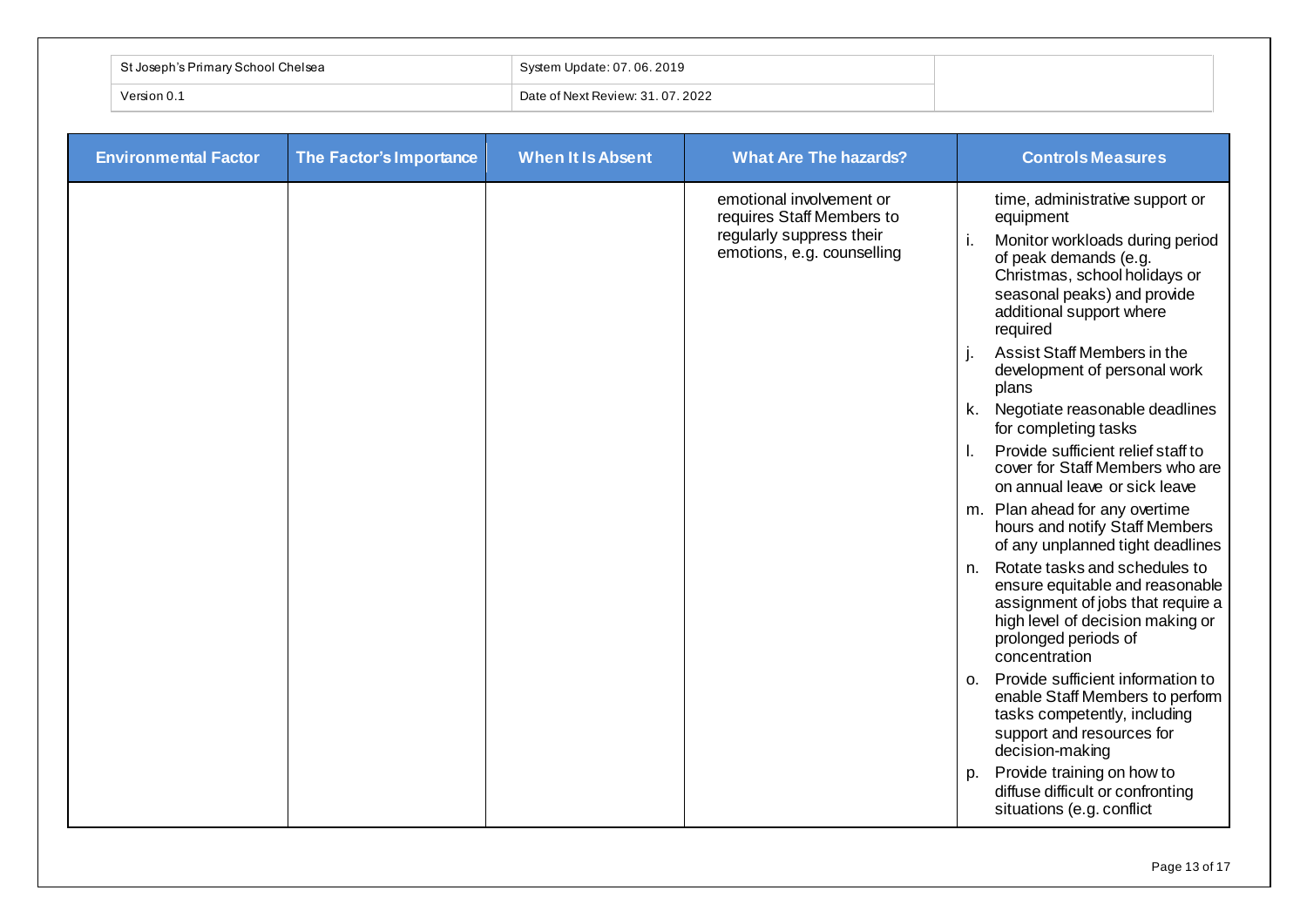| Environmental Factor | The Factor's Importance | When It Is Absent | What Are The hazards? | Controls Measures |
|---|---|---|---|---|
| | | | emotional involvement or requires Staff Members to regularly suppress their emotions, e.g. counselling | time, administrative support or equipment<br>i. Monitor workloads during period of peak demands (e.g. Christmas, school holidays or seasonal peaks) and provide additional support where required<br>j. Assist Staff Members in the development of personal work plans<br>k. Negotiate reasonable deadlines for completing tasks<br>l. Provide sufficient relief staff to cover for Staff Members who are on annual leave or sick leave<br>m. Plan ahead for any overtime hours and notify Staff Members of any unplanned tight deadlines<br>n. Rotate tasks and schedules to ensure equitable and reasonable assignment of jobs that require a high level of decision making or prolonged periods of concentration<br>o. Provide sufficient information to enable Staff Members to perform tasks competently, including support and resources for decision-making<br>p. Provide training on how to diffuse difficult or confronting situations (e.g. conflict |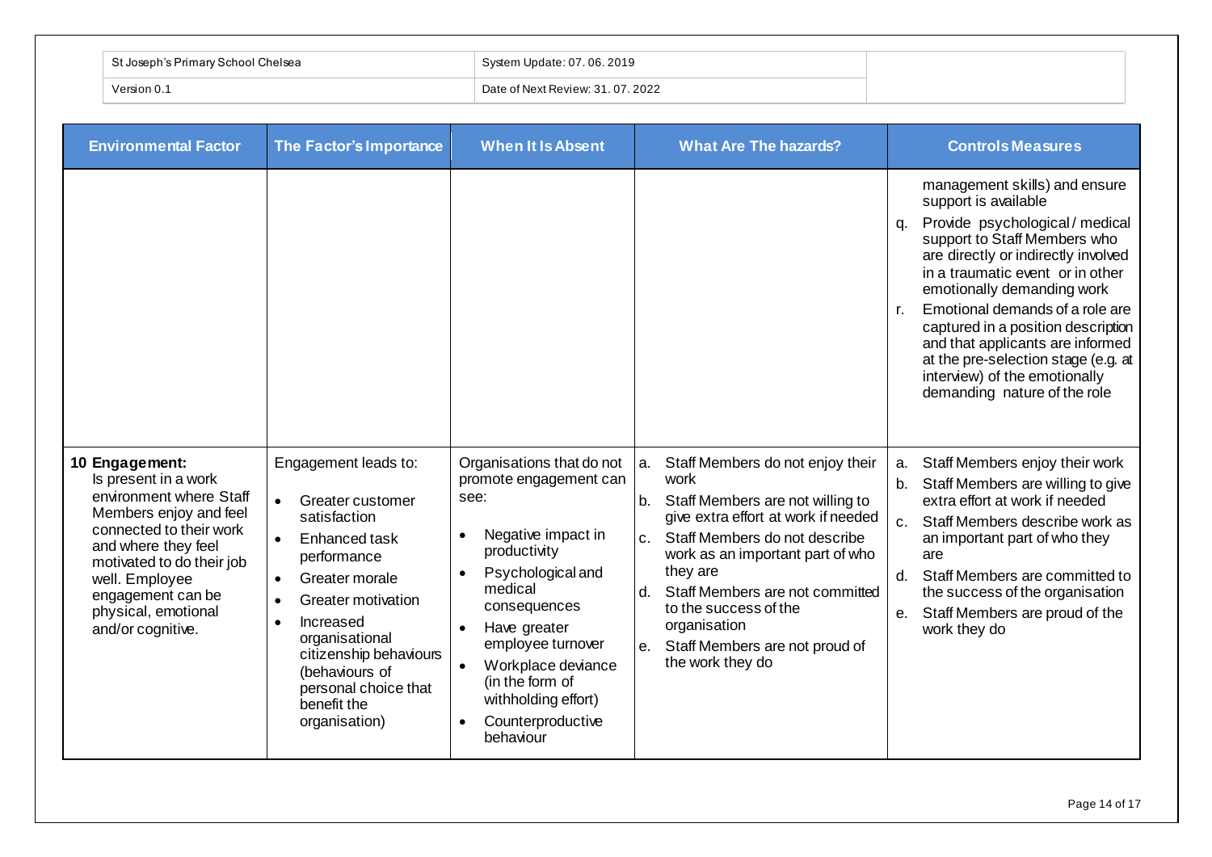| St Joseph's Primary School Chelsea | System Update: 07. 06. 2019 | |
|---|---|---|
| Version 0.1 | Date of Next Review: 31. 07. 2022 | |

| Environmental Factor | The Factor's Importance | When It Is Absent | What Are The hazards? | Controls Measures |
|---|---|---|---|---|
| | | | | management skills) and ensure support is available<br>q. Provide psychological / medical support to Staff Members who are directly or indirectly involved in a traumatic event or in other emotionally demanding work<br>r. Emotional demands of a role are captured in a position description and that applicants are informed at the pre-selection stage (e.g. at interview) of the emotionally demanding nature of the role |
| **10 Engagement:** Is present in a work environment where Staff Members enjoy and feel connected to their work and where they feel motivated to do their job well. Employee engagement can be physical, emotional and/or cognitive. | Engagement leads to:<br>• Greater customer satisfaction<br>• Enhanced task performance<br>• Greater morale<br>• Greater motivation<br>• Increased organisational citizenship behaviours (behaviours of personal choice that benefit the organisation) | Organisations that do not promote engagement can see:<br>• Negative impact in productivity<br>• Psychological and medical consequences<br>• Have greater employee turnover<br>• Workplace deviance (in the form of withholding effort)<br>• Counterproductive behaviour | a. Staff Members do not enjoy their work<br>b. Staff Members are not willing to give extra effort at work if needed<br>c. Staff Members do not describe work as an important part of who they are<br>d. Staff Members are not committed to the success of the organisation<br>e. Staff Members are not proud of the work they do | a. Staff Members enjoy their work<br>b. Staff Members are willing to give extra effort at work if needed<br>c. Staff Members describe work as an important part of who they are<br>d. Staff Members are committed to the success of the organisation<br>e. Staff Members are proud of the work they do |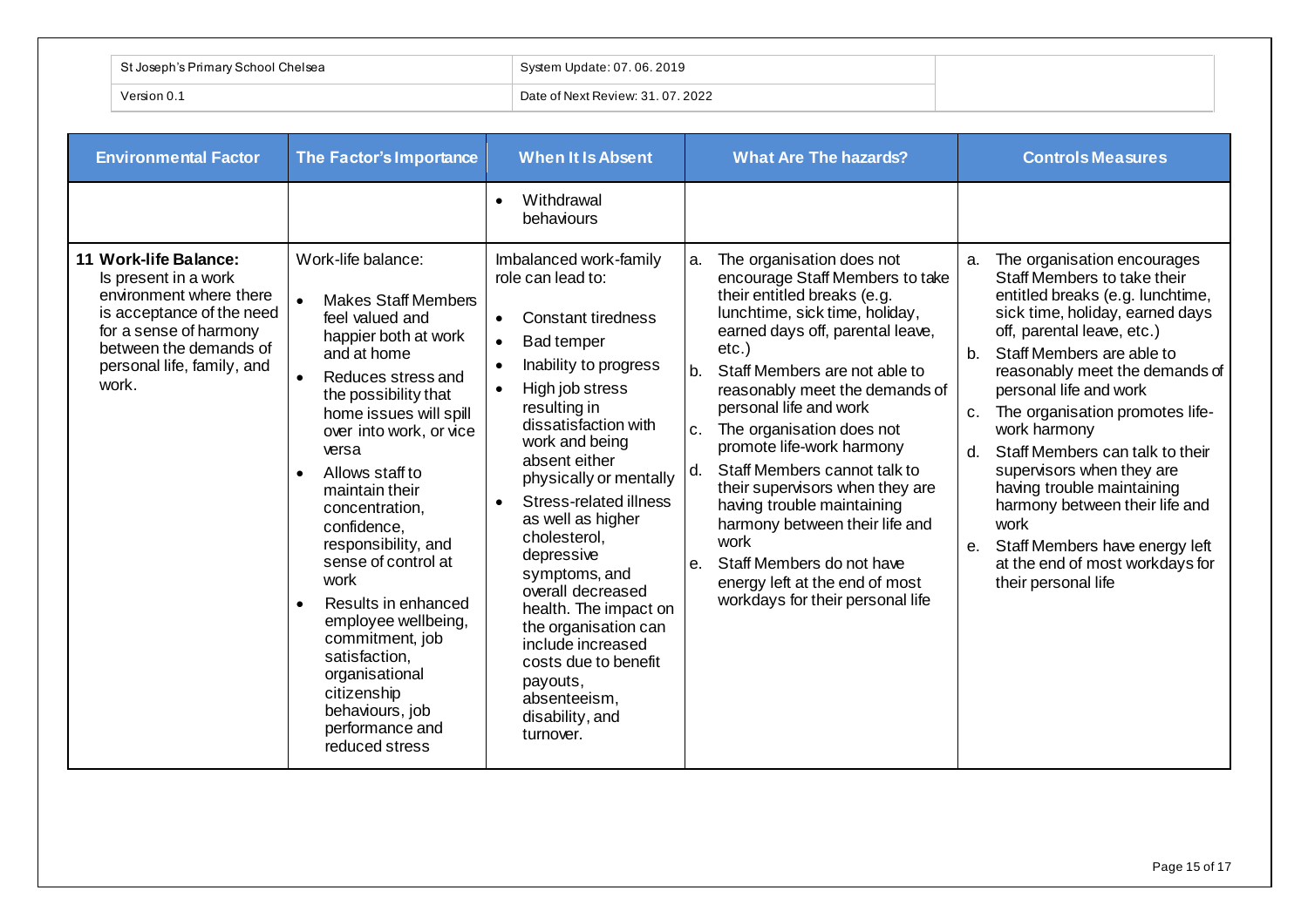| Environmental Factor | The Factor's Importance | When It Is Absent | What Are The hazards? | Controls Measures |
|---|---|---|---|---|
| | | • Withdrawal behaviours | | |
| **11 Work-life Balance:** Is present in a work environment where there is acceptance of the need for a sense of harmony between the demands of personal life, family, and work. | Work-life balance:<br>• Makes Staff Members feel valued and happier both at work and at home<br>• Reduces stress and the possibility that home issues will spill over into work, or vice versa<br>• Allows staff to maintain their concentration, confidence, responsibility, and sense of control at work<br>• Results in enhanced employee wellbeing, commitment, job satisfaction, organisational citizenship behaviours, job performance and reduced stress | Imbalanced work-family role can lead to:<br>• Constant tiredness<br>• Bad temper<br>• Inability to progress<br>• High job stress resulting in dissatisfaction with work and being absent either physically or mentally<br>• Stress-related illness as well as higher cholesterol, depressive symptoms, and overall decreased health. The impact on the organisation can include increased costs due to benefit payouts, absenteeism, disability, and turnover. | a. The organisation does not encourage Staff Members to take their entitled breaks (e.g. lunchtime, sick time, holiday, earned days off, parental leave, etc.)<br>b. Staff Members are not able to reasonably meet the demands of personal life and work<br>c. The organisation does not promote life-work harmony<br>d. Staff Members cannot talk to their supervisors when they are having trouble maintaining harmony between their life and work<br>e. Staff Members do not have energy left at the end of most workdays for their personal life | a. The organisation encourages Staff Members to take their entitled breaks (e.g. lunchtime, sick time, holiday, earned days off, parental leave, etc.)<br>b. Staff Members are able to reasonably meet the demands of personal life and work<br>c. The organisation promotes life-work harmony<br>d. Staff Members can talk to their supervisors when they are having trouble maintaining harmony between their life and work<br>e. Staff Members have energy left at the end of most workdays for their personal life |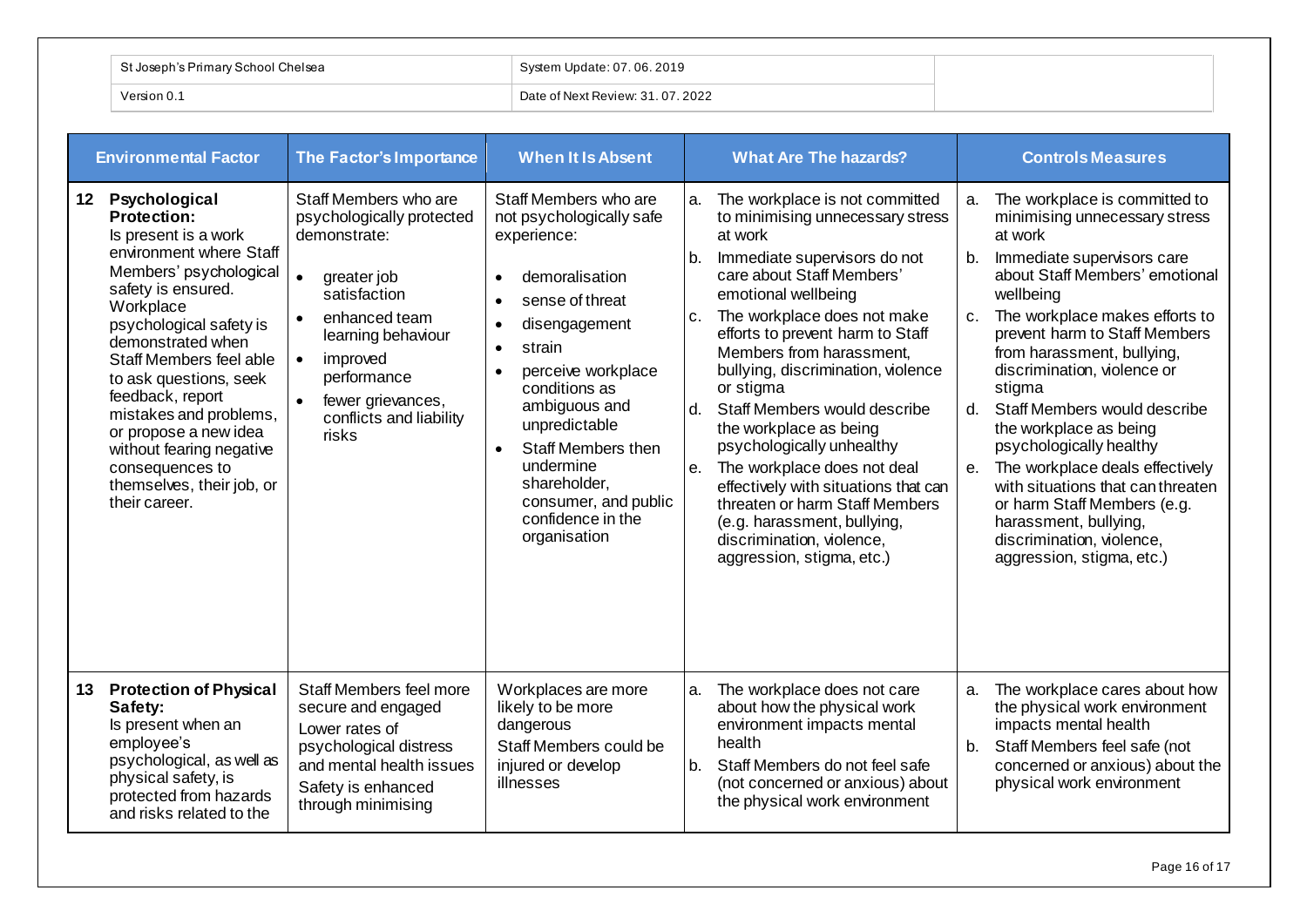| St Joseph's Primary School Chelsea | System Update: 07. 06. 2019 | |
|---|---|---|
| Version 0.1 | Date of Next Review: 31. 07. 2022 | |

| Environmental Factor | The Factor's Importance | When It Is Absent | What Are The hazards? | Controls Measures |
|---|---|---|---|---|
| **12 Psychological Protection:** Is present is a work environment where Staff Members' psychological safety is ensured. Workplace psychological safety is demonstrated when Staff Members feel able to ask questions, seek feedback, report mistakes and problems, or propose a new idea without fearing negative consequences to themselves, their job, or their career. | Staff Members who are psychologically protected demonstrate:<br>• greater job satisfaction<br>• enhanced team learning behaviour<br>• improved performance<br>• fewer grievances, conflicts and liability risks | Staff Members who are not psychologically safe experience:<br>• demoralisation<br>• sense of threat<br>• disengagement<br>• strain<br>• perceive workplace conditions as ambiguous and unpredictable<br>• Staff Members then undermine shareholder, consumer, and public confidence in the organisation | a. The workplace is not committed to minimising unnecessary stress at work<br>b. Immediate supervisors do not care about Staff Members' emotional wellbeing<br>c. The workplace does not make efforts to prevent harm to Staff Members from harassment, bullying, discrimination, violence or stigma<br>d. Staff Members would describe the workplace as being psychologically unhealthy<br>e. The workplace does not deal effectively with situations that can threaten or harm Staff Members (e.g. harassment, bullying, discrimination, violence, aggression, stigma, etc.) | a. The workplace is committed to minimising unnecessary stress at work<br>b. Immediate supervisors care about Staff Members' emotional wellbeing<br>c. The workplace makes efforts to prevent harm to Staff Members from harassment, bullying, discrimination, violence or stigma<br>d. Staff Members would describe the workplace as being psychologically healthy<br>e. The workplace deals effectively with situations that can threaten or harm Staff Members (e.g. harassment, bullying, discrimination, violence, aggression, stigma, etc.) |
| **13 Protection of Physical Safety:** Is present when an employee's psychological, as well as physical safety, is protected from hazards and risks related to the | Staff Members feel more secure and engaged<br>Lower rates of psychological distress and mental health issues<br>Safety is enhanced through minimising | Workplaces are more likely to be more dangerous<br>Staff Members could be injured or develop illnesses | a. The workplace does not care about how the physical work environment impacts mental health<br>b. Staff Members do not feel safe (not concerned or anxious) about the physical work environment | a. The workplace cares about how the physical work environment impacts mental health<br>b. Staff Members feel safe (not concerned or anxious) about the physical work environment |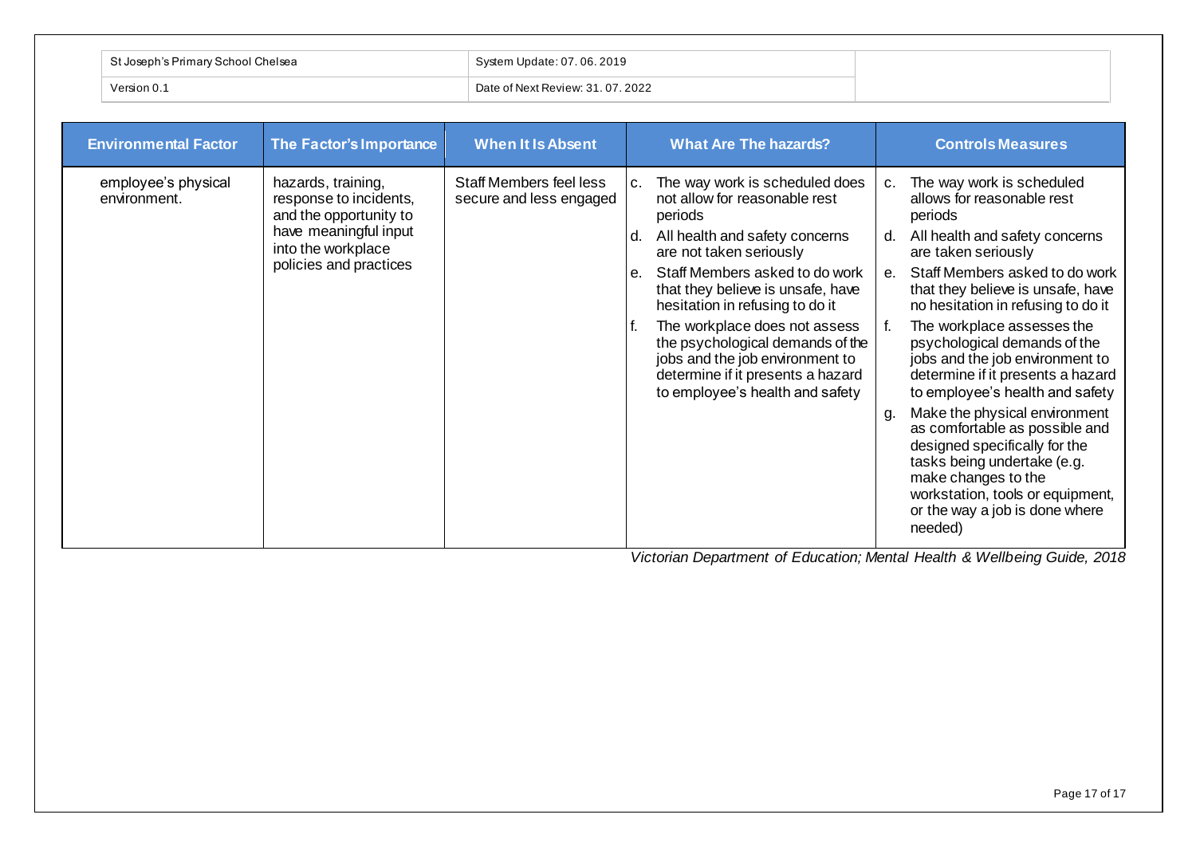| St Joseph's Primary School Chelsea | System Update: 07. 06. 2019 | |
|---|---|---|
| Version 0.1 | Date of Next Review: 31. 07. 2022 | |

| Environmental Factor | The Factor's Importance | When It Is Absent | What Are The hazards? | Controls Measures |
|---|---|---|---|---|
| employee's physical environment. | hazards, training, response to incidents, and the opportunity to have meaningful input into the workplace policies and practices | Staff Members feel less secure and less engaged | c. The way work is scheduled does not allow for reasonable rest periods<br>d. All health and safety concerns are not taken seriously<br>e. Staff Members asked to do work that they believe is unsafe, have hesitation in refusing to do it<br>f. The workplace does not assess the psychological demands of the jobs and the job environment to determine if it presents a hazard to employee's health and safety | c. The way work is scheduled allows for reasonable rest periods<br>d. All health and safety concerns are taken seriously<br>e. Staff Members asked to do work that they believe is unsafe, have no hesitation in refusing to do it<br>f. The workplace assesses the psychological demands of the jobs and the job environment to determine if it presents a hazard to employee's health and safety<br>g. Make the physical environment as comfortable as possible and designed specifically for the tasks being undertake (e.g. make changes to the workstation, tools or equipment, or the way a job is done where needed) |

*Victorian Department of Education; Mental Health & Wellbeing Guide, 2018*